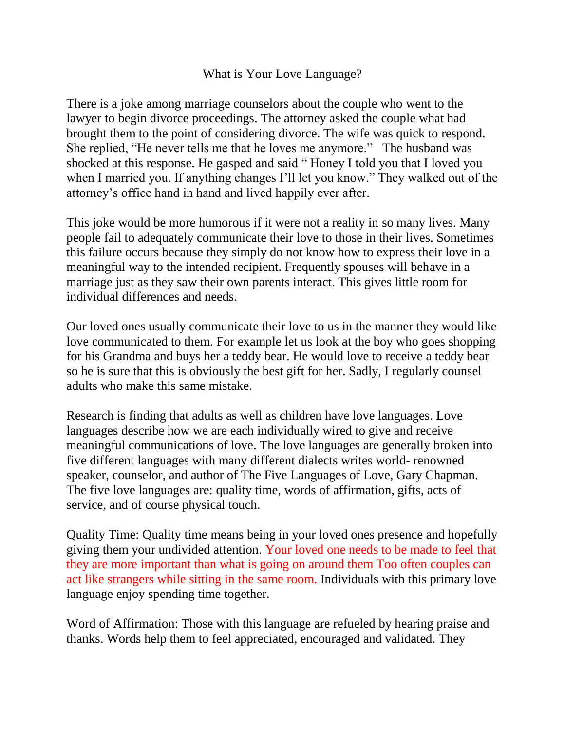# What is Your Love Language?

There is a joke among marriage counselors about the couple who went to the lawyer to begin divorce proceedings. The attorney asked the couple what had brought them to the point of considering divorce. The wife was quick to respond. She replied, "He never tells me that he loves me anymore." The husband was shocked at this response. He gasped and said " Honey I told you that I loved you when I married you. If anything changes I'll let you know." They walked out of the attorney's office hand in hand and lived happily ever after.

This joke would be more humorous if it were not a reality in so many lives. Many people fail to adequately communicate their love to those in their lives. Sometimes this failure occurs because they simply do not know how to express their love in a meaningful way to the intended recipient. Frequently spouses will behave in a marriage just as they saw their own parents interact. This gives little room for individual differences and needs.

Our loved ones usually communicate their love to us in the manner they would like love communicated to them. For example let us look at the boy who goes shopping for his Grandma and buys her a teddy bear. He would love to receive a teddy bear so he is sure that this is obviously the best gift for her. Sadly, I regularly counsel adults who make this same mistake.

Research is finding that adults as well as children have love languages. Love languages describe how we are each individually wired to give and receive meaningful communications of love. The love languages are generally broken into five different languages with many different dialects writes world- renowned speaker, counselor, and author of The Five Languages of Love, Gary Chapman. The five love languages are: quality time, words of affirmation, gifts, acts of service, and of course physical touch.

Quality Time: Quality time means being in your loved ones presence and hopefully giving them your undivided attention. Your loved one needs to be made to feel that they are more important than what is going on around them Too often couples can act like strangers while sitting in the same room. Individuals with this primary love language enjoy spending time together.

Word of Affirmation: Those with this language are refueled by hearing praise and thanks. Words help them to feel appreciated, encouraged and validated. They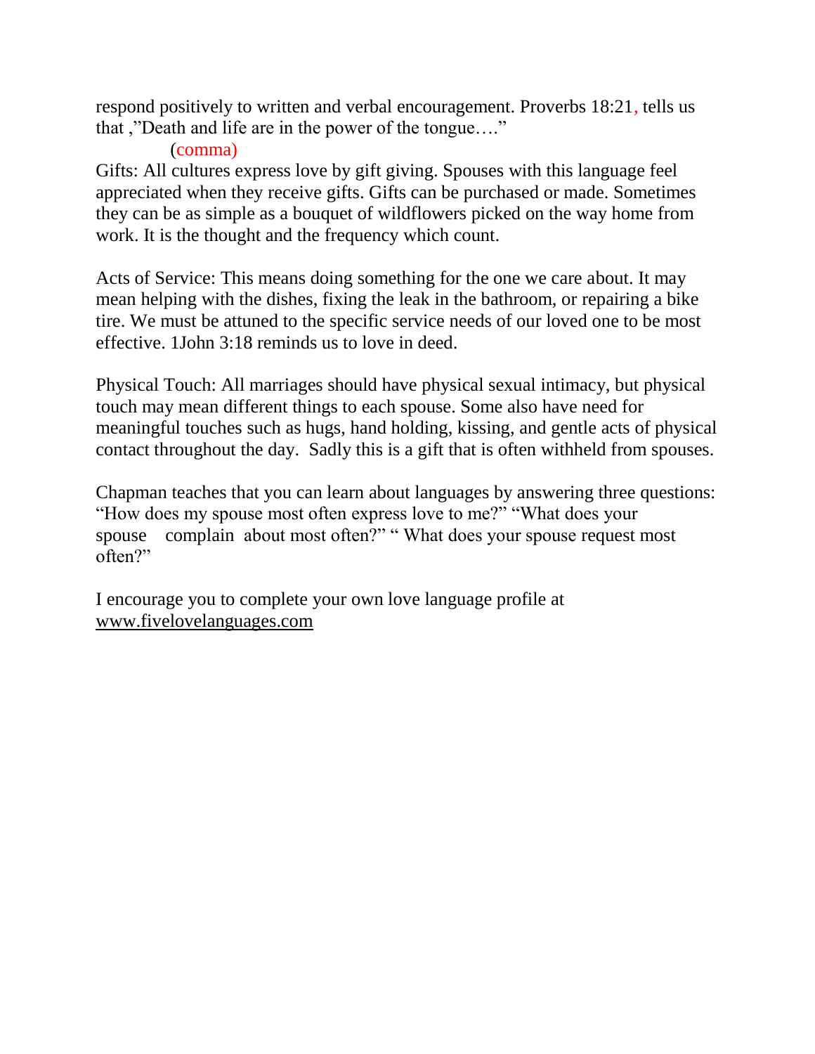respond positively to written and verbal encouragement. Proverbs 18:21, tells us that ,"Death and life are in the power of the tongue…."

(comma)

Gifts: All cultures express love by gift giving. Spouses with this language feel appreciated when they receive gifts. Gifts can be purchased or made. Sometimes they can be as simple as a bouquet of wildflowers picked on the way home from work. It is the thought and the frequency which count.

Acts of Service: This means doing something for the one we care about. It may mean helping with the dishes, fixing the leak in the bathroom, or repairing a bike tire. We must be attuned to the specific service needs of our loved one to be most effective. 1John 3:18 reminds us to love in deed.

Physical Touch: All marriages should have physical sexual intimacy, but physical touch may mean different things to each spouse. Some also have need for meaningful touches such as hugs, hand holding, kissing, and gentle acts of physical contact throughout the day. Sadly this is a gift that is often withheld from spouses.

Chapman teaches that you can learn about languages by answering three questions: "How does my spouse most often express love to me?" "What does your spouse complain about most often?" " What does your spouse request most often?"

I encourage you to complete your own love language profile at www.fivelovelanguages.com